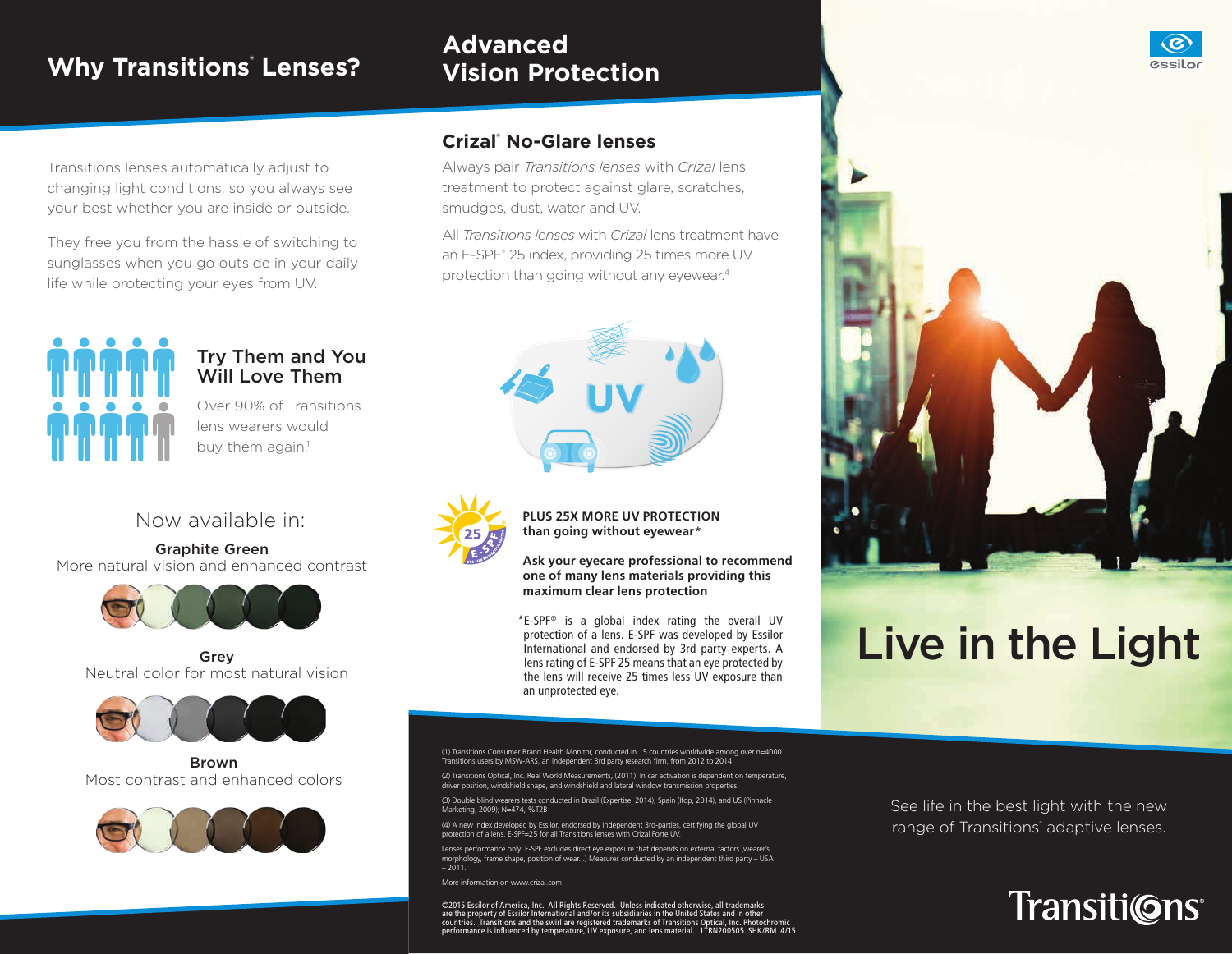## Why Transitions® Lenses?

Transitions lenses automatically adjust to changing light conditions, so you always see your best whether you are inside or outside.

They free you from the hassle of switching to sunglasses when you go outside in your daily life while protecting your eyes from UV.

### Try Them and You Will Love Them

Over 90% of Transitions lens wearers would buy them again.[1]

### Now available in:

**Graphite Green**
More natural vision and enhanced contrast

**Grey**
Neutral color for most natural vision

**Brown**
Most contrast and enhanced colors

## Advanced Vision Protection

### Crizal® No-Glare lenses

Always pair *Transitions lenses* with *Crizal* lens treatment to protect against glare, scratches, smudges, dust, water and UV.

All *Transitions lenses* with *Crizal* lens treatment have an E-SPF® 25 index, providing 25 times more UV protection than going without any eyewear.[4]

UV

25 E-SPF

**PLUS 25X MORE UV PROTECTION than going without eyewear***

**Ask your eyecare professional to recommend one of many lens materials providing this maximum clear lens protection**

*E-SPF® is a global index rating the overall UV protection of a lens. E-SPF was developed by Essilor International and endorsed by 3rd party experts. A lens rating of E-SPF 25 means that an eye protected by the lens will receive 25 times less UV exposure than an unprotected eye.

(1) Transitions Consumer Brand Health Monitor, conducted in 15 countries worldwide among over n=4000 Transitions users by MSW-ARS, an independent 3rd party research firm, from 2012 to 2014.

(2) Transitions Optical, Inc. Real World Measurements, (2011). In car activation is dependent on temperature, driver position, windshield shape, and windshield and lateral window transmission properties.

(3) Double blind wearers tests conducted in Brazil (Expertise, 2014), Spain (Ifop, 2014), and US (Pinnacle Marketing, 2009); N=474, %T2B

(4) A new index developed by Essilor, endorsed by independent 3rd-parties, certifying the global UV protection of a lens. E-SPF=25 for all Transitions lenses with Crizal Forte UV.

Lenses performance only: E-SPF excludes direct eye exposure that depends on external factors (wearer's morphology, frame shape, position of wear...) Measures conducted by an independent third party – USA – 2011.

More information on www.crizal.com

©2015 Essilor of America, Inc. All Rights Reserved. Unless indicated otherwise, all trademarks are the property of Essilor International and/or its subsidiaries in the United States and in other countries. Transitions and the swirl are registered trademarks of Transitions Optical, Inc. Photochromic performance is influenced by temperature, UV exposure, and lens material. LTRN200505 SHK/RM 4/15

essilor

# Live in the Light

See life in the best light with the new range of Transitions® adaptive lenses.

Transitions®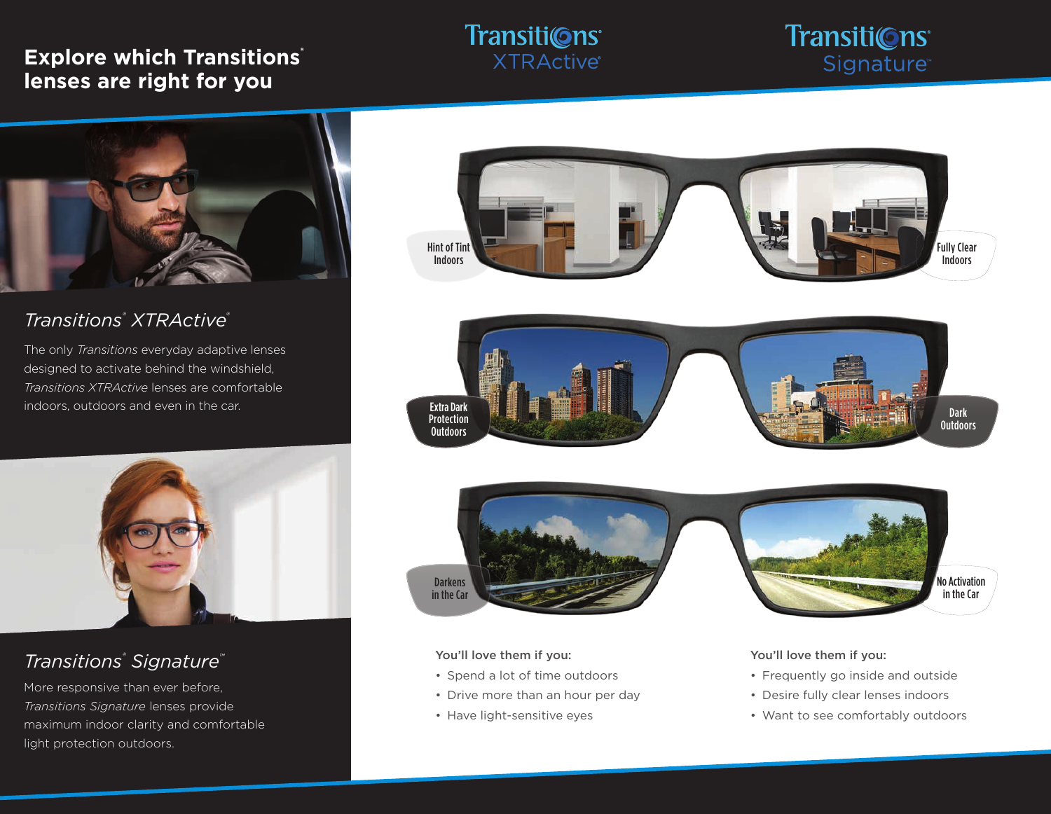# Explore which Transitions® lenses are right for you

## Transitions® XTRActive®

The only *Transitions* everyday adaptive lenses designed to activate behind the windshield, *Transitions XTRActive* lenses are comfortable indoors, outdoors and even in the car.

## Transitions® Signature™

More responsive than ever before, *Transitions Signature* lenses provide maximum indoor clarity and comfortable light protection outdoors.

| Transitions XTRActive® | Transitions Signature™ |
| --- | --- |
| Hint of Tint Indoors | Fully Clear Indoors |
| Extra Dark Protection Outdoors | Dark Outdoors |
| Darkens in the Car | No Activation in the Car |

**Transitions XTRActive® – You'll love them if you:**

- Spend a lot of time outdoors
- Drive more than an hour per day
- Have light-sensitive eyes

**Transitions Signature™ – You'll love them if you:**

- Frequently go inside and outside
- Desire fully clear lenses indoors
- Want to see comfortably outdoors